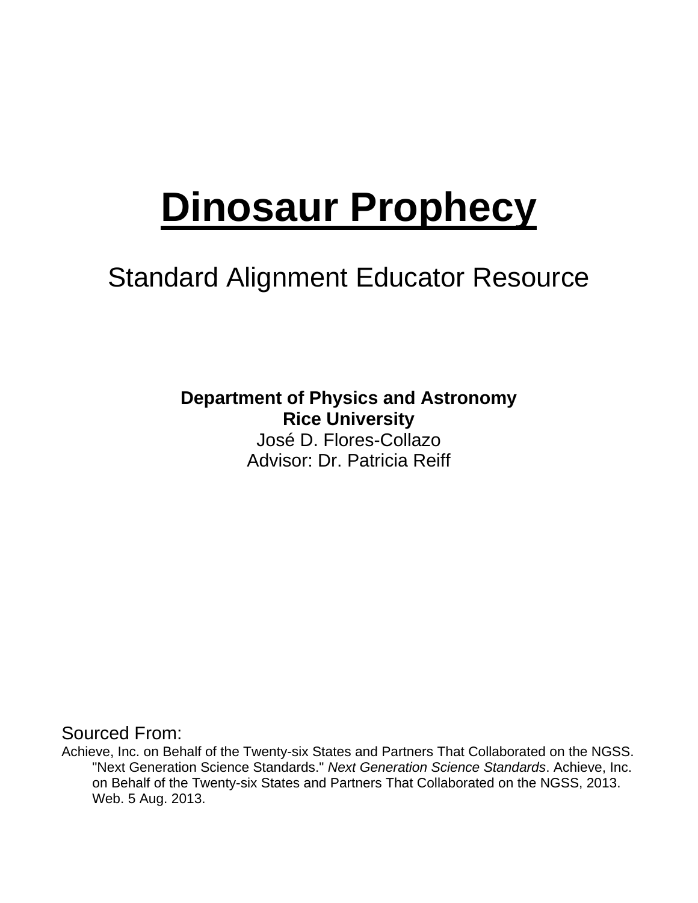# Dinosaur Prophecy

## Standard Alignment Educator Resource

**Department of Physics and Astronomy**
**Rice University**
José D. Flores-Collazo
Advisor: Dr. Patricia Reiff

Sourced From:

Achieve, Inc. on Behalf of the Twenty-six States and Partners That Collaborated on the NGSS. "Next Generation Science Standards." *Next Generation Science Standards*. Achieve, Inc. on Behalf of the Twenty-six States and Partners That Collaborated on the NGSS, 2013. Web. 5 Aug. 2013.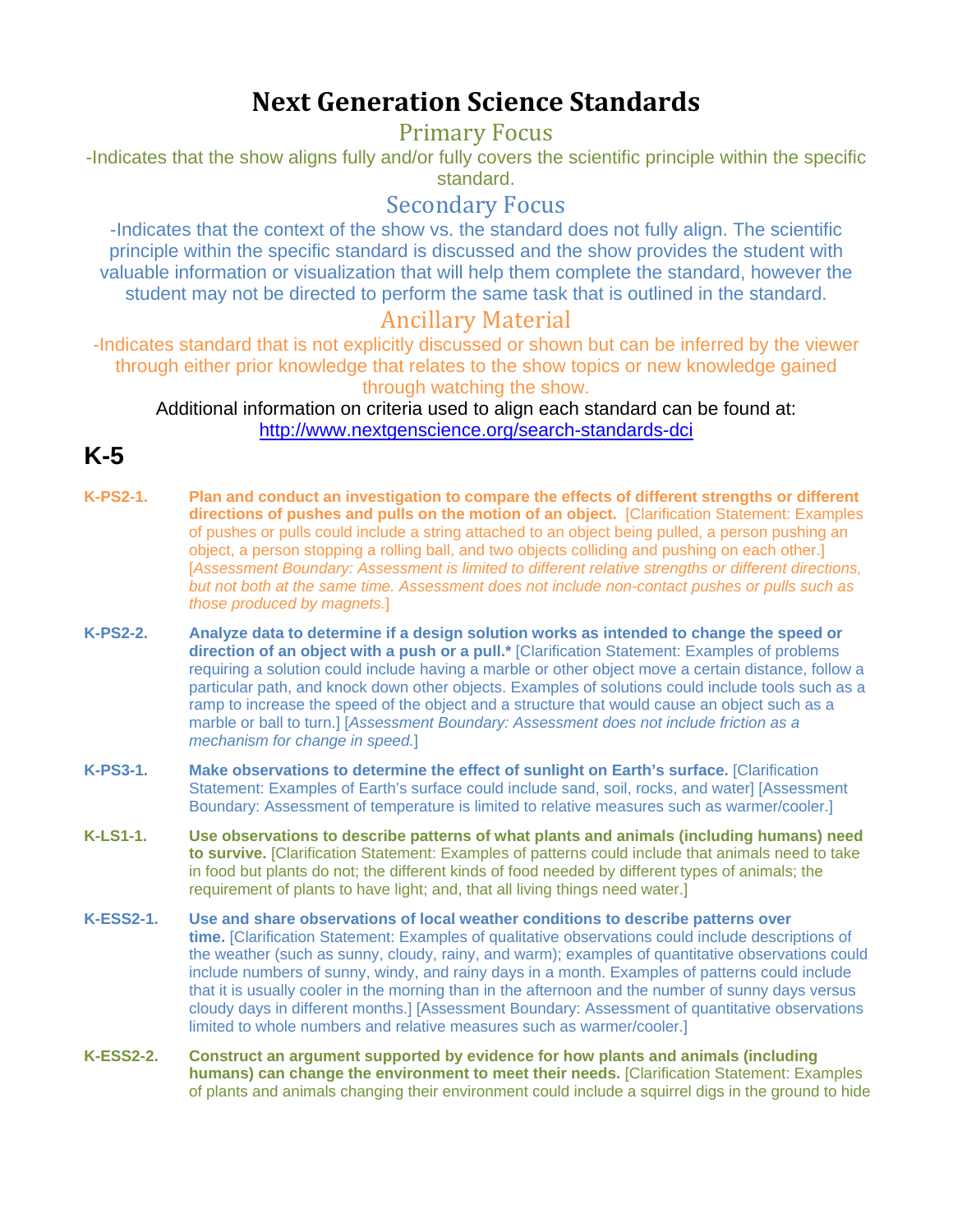# Next Generation Science Standards

## Primary Focus

-Indicates that the show aligns fully and/or fully covers the scientific principle within the specific standard.

## Secondary Focus

-Indicates that the context of the show vs. the standard does not fully align. The scientific principle within the specific standard is discussed and the show provides the student with valuable information or visualization that will help them complete the standard, however the student may not be directed to perform the same task that is outlined in the standard.

## Ancillary Material

-Indicates standard that is not explicitly discussed or shown but can be inferred by the viewer through either prior knowledge that relates to the show topics or new knowledge gained through watching the show.

Additional information on criteria used to align each standard can be found at: http://www.nextgenscience.org/search-standards-dci

## K-5

**K-PS2-1.** **Plan and conduct an investigation to compare the effects of different strengths or different directions of pushes and pulls on the motion of an object.** [Clarification Statement: Examples of pushes or pulls could include a string attached to an object being pulled, a person pushing an object, a person stopping a rolling ball, and two objects colliding and pushing on each other.] [*Assessment Boundary: Assessment is limited to different relative strengths or different directions, but not both at the same time. Assessment does not include non-contact pushes or pulls such as those produced by magnets.*]

**K-PS2-2.** **Analyze data to determine if a design solution works as intended to change the speed or direction of an object with a push or a pull.*** [Clarification Statement: Examples of problems requiring a solution could include having a marble or other object move a certain distance, follow a particular path, and knock down other objects. Examples of solutions could include tools such as a ramp to increase the speed of the object and a structure that would cause an object such as a marble or ball to turn.] [*Assessment Boundary: Assessment does not include friction as a mechanism for change in speed.*]

**K-PS3-1.** **Make observations to determine the effect of sunlight on Earth's surface.** [Clarification Statement: Examples of Earth's surface could include sand, soil, rocks, and water] [Assessment Boundary: Assessment of temperature is limited to relative measures such as warmer/cooler.]

**K-LS1-1.** **Use observations to describe patterns of what plants and animals (including humans) need to survive.** [Clarification Statement: Examples of patterns could include that animals need to take in food but plants do not; the different kinds of food needed by different types of animals; the requirement of plants to have light; and, that all living things need water.]

**K-ESS2-1.** **Use and share observations of local weather conditions to describe patterns over time.** [Clarification Statement: Examples of qualitative observations could include descriptions of the weather (such as sunny, cloudy, rainy, and warm); examples of quantitative observations could include numbers of sunny, windy, and rainy days in a month. Examples of patterns could include that it is usually cooler in the morning than in the afternoon and the number of sunny days versus cloudy days in different months.] [Assessment Boundary: Assessment of quantitative observations limited to whole numbers and relative measures such as warmer/cooler.]

**K-ESS2-2.** **Construct an argument supported by evidence for how plants and animals (including humans) can change the environment to meet their needs.** [Clarification Statement: Examples of plants and animals changing their environment could include a squirrel digs in the ground to hide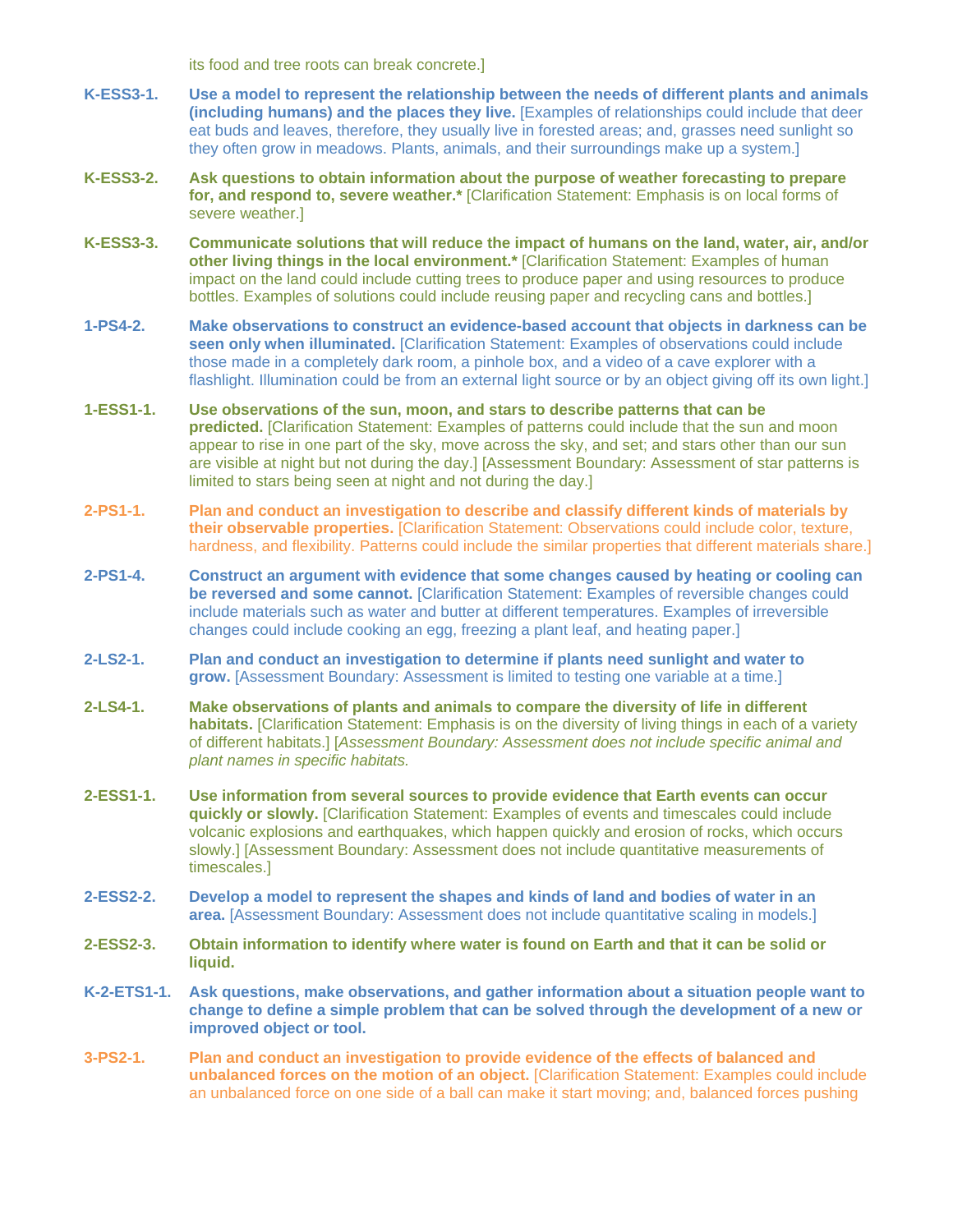its food and tree roots can break concrete.]

**K-ESS3-1.** **Use a model to represent the relationship between the needs of different plants and animals (including humans) and the places they live.** [Examples of relationships could include that deer eat buds and leaves, therefore, they usually live in forested areas; and, grasses need sunlight so they often grow in meadows. Plants, animals, and their surroundings make up a system.]

**K-ESS3-2.** **Ask questions to obtain information about the purpose of weather forecasting to prepare for, and respond to, severe weather.*** [Clarification Statement: Emphasis is on local forms of severe weather.]

**K-ESS3-3.** **Communicate solutions that will reduce the impact of humans on the land, water, air, and/or other living things in the local environment.*** [Clarification Statement: Examples of human impact on the land could include cutting trees to produce paper and using resources to produce bottles. Examples of solutions could include reusing paper and recycling cans and bottles.]

**1-PS4-2.** **Make observations to construct an evidence-based account that objects in darkness can be seen only when illuminated.** [Clarification Statement: Examples of observations could include those made in a completely dark room, a pinhole box, and a video of a cave explorer with a flashlight. Illumination could be from an external light source or by an object giving off its own light.]

**1-ESS1-1.** **Use observations of the sun, moon, and stars to describe patterns that can be predicted.** [Clarification Statement: Examples of patterns could include that the sun and moon appear to rise in one part of the sky, move across the sky, and set; and stars other than our sun are visible at night but not during the day.] [Assessment Boundary: Assessment of star patterns is limited to stars being seen at night and not during the day.]

**2-PS1-1.** **Plan and conduct an investigation to describe and classify different kinds of materials by their observable properties.** [Clarification Statement: Observations could include color, texture, hardness, and flexibility. Patterns could include the similar properties that different materials share.]

**2-PS1-4.** **Construct an argument with evidence that some changes caused by heating or cooling can be reversed and some cannot.** [Clarification Statement: Examples of reversible changes could include materials such as water and butter at different temperatures. Examples of irreversible changes could include cooking an egg, freezing a plant leaf, and heating paper.]

**2-LS2-1.** **Plan and conduct an investigation to determine if plants need sunlight and water to grow.** [Assessment Boundary: Assessment is limited to testing one variable at a time.]

**2-LS4-1.** **Make observations of plants and animals to compare the diversity of life in different habitats.** [Clarification Statement: Emphasis is on the diversity of living things in each of a variety of different habitats.] [*Assessment Boundary: Assessment does not include specific animal and plant names in specific habitats.*

**2-ESS1-1.** **Use information from several sources to provide evidence that Earth events can occur quickly or slowly.** [Clarification Statement: Examples of events and timescales could include volcanic explosions and earthquakes, which happen quickly and erosion of rocks, which occurs slowly.] [Assessment Boundary: Assessment does not include quantitative measurements of timescales.]

**2-ESS2-2.** **Develop a model to represent the shapes and kinds of land and bodies of water in an area.** [Assessment Boundary: Assessment does not include quantitative scaling in models.]

**2-ESS2-3.** **Obtain information to identify where water is found on Earth and that it can be solid or liquid.**

**K-2-ETS1-1.** **Ask questions, make observations, and gather information about a situation people want to change to define a simple problem that can be solved through the development of a new or improved object or tool.**

**3-PS2-1.** **Plan and conduct an investigation to provide evidence of the effects of balanced and unbalanced forces on the motion of an object.** [Clarification Statement: Examples could include an unbalanced force on one side of a ball can make it start moving; and, balanced forces pushing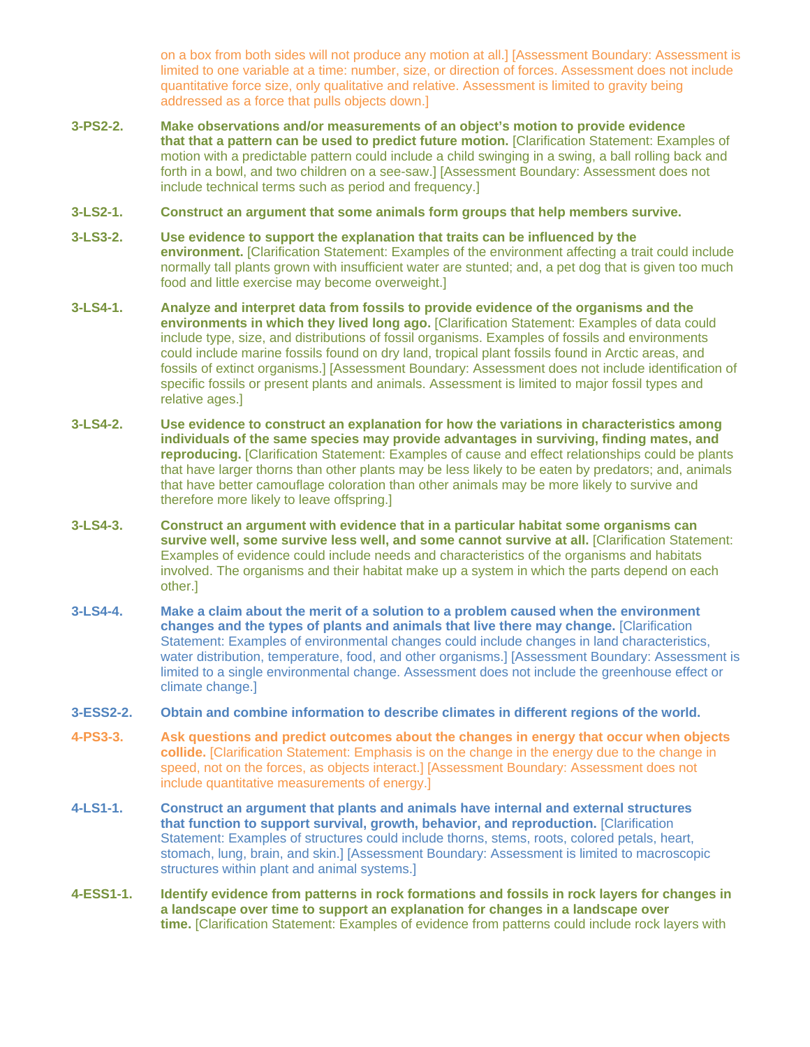on a box from both sides will not produce any motion at all.] [Assessment Boundary: Assessment is limited to one variable at a time: number, size, or direction of forces. Assessment does not include quantitative force size, only qualitative and relative. Assessment is limited to gravity being addressed as a force that pulls objects down.]

**3-PS2-2.** **Make observations and/or measurements of an object's motion to provide evidence that that a pattern can be used to predict future motion.** [Clarification Statement: Examples of motion with a predictable pattern could include a child swinging in a swing, a ball rolling back and forth in a bowl, and two children on a see-saw.] [Assessment Boundary: Assessment does not include technical terms such as period and frequency.]

**3-LS2-1.** **Construct an argument that some animals form groups that help members survive.**

**3-LS3-2.** **Use evidence to support the explanation that traits can be influenced by the environment.** [Clarification Statement: Examples of the environment affecting a trait could include normally tall plants grown with insufficient water are stunted; and, a pet dog that is given too much food and little exercise may become overweight.]

**3-LS4-1.** **Analyze and interpret data from fossils to provide evidence of the organisms and the environments in which they lived long ago.** [Clarification Statement: Examples of data could include type, size, and distributions of fossil organisms. Examples of fossils and environments could include marine fossils found on dry land, tropical plant fossils found in Arctic areas, and fossils of extinct organisms.] [Assessment Boundary: Assessment does not include identification of specific fossils or present plants and animals. Assessment is limited to major fossil types and relative ages.]

**3-LS4-2.** **Use evidence to construct an explanation for how the variations in characteristics among individuals of the same species may provide advantages in surviving, finding mates, and reproducing.** [Clarification Statement: Examples of cause and effect relationships could be plants that have larger thorns than other plants may be less likely to be eaten by predators; and, animals that have better camouflage coloration than other animals may be more likely to survive and therefore more likely to leave offspring.]

**3-LS4-3.** **Construct an argument with evidence that in a particular habitat some organisms can survive well, some survive less well, and some cannot survive at all.** [Clarification Statement: Examples of evidence could include needs and characteristics of the organisms and habitats involved. The organisms and their habitat make up a system in which the parts depend on each other.]

**3-LS4-4.** **Make a claim about the merit of a solution to a problem caused when the environment changes and the types of plants and animals that live there may change.** [Clarification Statement: Examples of environmental changes could include changes in land characteristics, water distribution, temperature, food, and other organisms.] [Assessment Boundary: Assessment is limited to a single environmental change. Assessment does not include the greenhouse effect or climate change.]

**3-ESS2-2.** **Obtain and combine information to describe climates in different regions of the world.**

**4-PS3-3.** **Ask questions and predict outcomes about the changes in energy that occur when objects collide.** [Clarification Statement: Emphasis is on the change in the energy due to the change in speed, not on the forces, as objects interact.] [Assessment Boundary: Assessment does not include quantitative measurements of energy.]

**4-LS1-1.** **Construct an argument that plants and animals have internal and external structures that function to support survival, growth, behavior, and reproduction.** [Clarification Statement: Examples of structures could include thorns, stems, roots, colored petals, heart, stomach, lung, brain, and skin.] [Assessment Boundary: Assessment is limited to macroscopic structures within plant and animal systems.]

**4-ESS1-1.** **Identify evidence from patterns in rock formations and fossils in rock layers for changes in a landscape over time to support an explanation for changes in a landscape over time.** [Clarification Statement: Examples of evidence from patterns could include rock layers with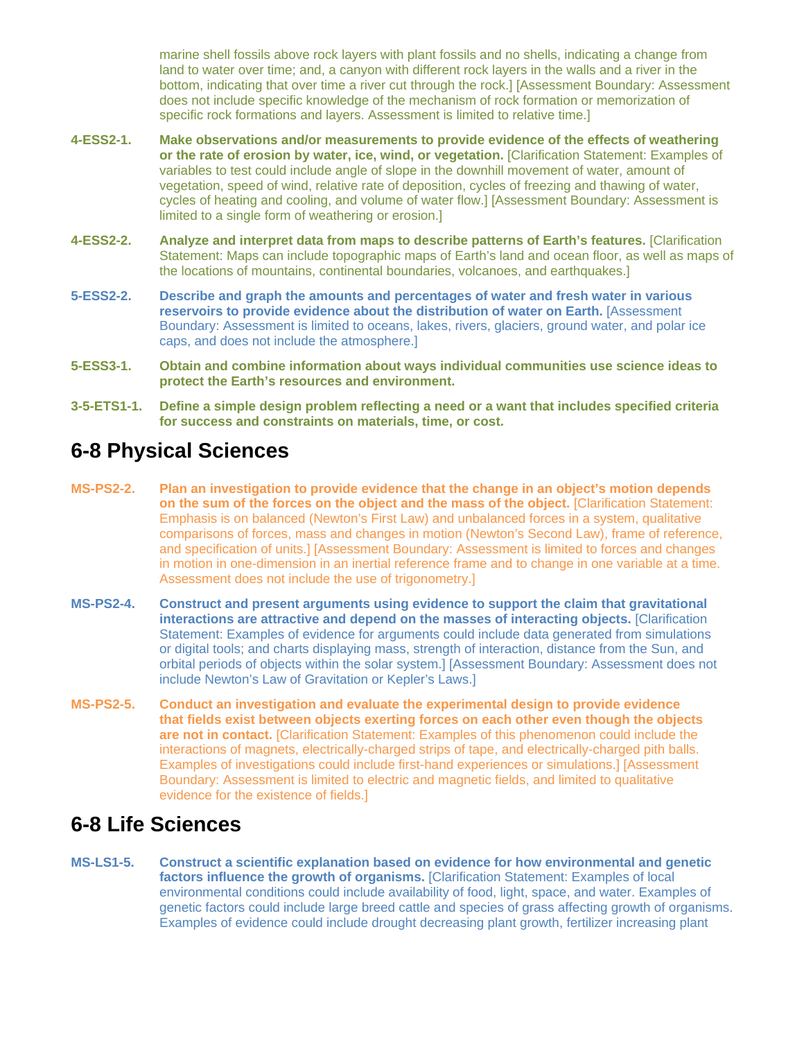marine shell fossils above rock layers with plant fossils and no shells, indicating a change from land to water over time; and, a canyon with different rock layers in the walls and a river in the bottom, indicating that over time a river cut through the rock.] [Assessment Boundary: Assessment does not include specific knowledge of the mechanism of rock formation or memorization of specific rock formations and layers. Assessment is limited to relative time.]

**4-ESS2-1.** **Make observations and/or measurements to provide evidence of the effects of weathering or the rate of erosion by water, ice, wind, or vegetation.** [Clarification Statement: Examples of variables to test could include angle of slope in the downhill movement of water, amount of vegetation, speed of wind, relative rate of deposition, cycles of freezing and thawing of water, cycles of heating and cooling, and volume of water flow.] [Assessment Boundary: Assessment is limited to a single form of weathering or erosion.]

**4-ESS2-2.** **Analyze and interpret data from maps to describe patterns of Earth's features.** [Clarification Statement: Maps can include topographic maps of Earth's land and ocean floor, as well as maps of the locations of mountains, continental boundaries, volcanoes, and earthquakes.]

**5-ESS2-2.** **Describe and graph the amounts and percentages of water and fresh water in various reservoirs to provide evidence about the distribution of water on Earth.** [Assessment Boundary: Assessment is limited to oceans, lakes, rivers, glaciers, ground water, and polar ice caps, and does not include the atmosphere.]

**5-ESS3-1.** **Obtain and combine information about ways individual communities use science ideas to protect the Earth's resources and environment.**

**3-5-ETS1-1.** **Define a simple design problem reflecting a need or a want that includes specified criteria for success and constraints on materials, time, or cost.**

## 6-8 Physical Sciences

**MS-PS2-2.** **Plan an investigation to provide evidence that the change in an object's motion depends on the sum of the forces on the object and the mass of the object.** [Clarification Statement: Emphasis is on balanced (Newton's First Law) and unbalanced forces in a system, qualitative comparisons of forces, mass and changes in motion (Newton's Second Law), frame of reference, and specification of units.] [Assessment Boundary: Assessment is limited to forces and changes in motion in one-dimension in an inertial reference frame and to change in one variable at a time. Assessment does not include the use of trigonometry.]

**MS-PS2-4.** **Construct and present arguments using evidence to support the claim that gravitational interactions are attractive and depend on the masses of interacting objects.** [Clarification Statement: Examples of evidence for arguments could include data generated from simulations or digital tools; and charts displaying mass, strength of interaction, distance from the Sun, and orbital periods of objects within the solar system.] [Assessment Boundary: Assessment does not include Newton's Law of Gravitation or Kepler's Laws.]

**MS-PS2-5.** **Conduct an investigation and evaluate the experimental design to provide evidence that fields exist between objects exerting forces on each other even though the objects are not in contact.** [Clarification Statement: Examples of this phenomenon could include the interactions of magnets, electrically-charged strips of tape, and electrically-charged pith balls. Examples of investigations could include first-hand experiences or simulations.] [Assessment Boundary: Assessment is limited to electric and magnetic fields, and limited to qualitative evidence for the existence of fields.]

## 6-8 Life Sciences

**MS-LS1-5.** **Construct a scientific explanation based on evidence for how environmental and genetic factors influence the growth of organisms.** [Clarification Statement: Examples of local environmental conditions could include availability of food, light, space, and water. Examples of genetic factors could include large breed cattle and species of grass affecting growth of organisms. Examples of evidence could include drought decreasing plant growth, fertilizer increasing plant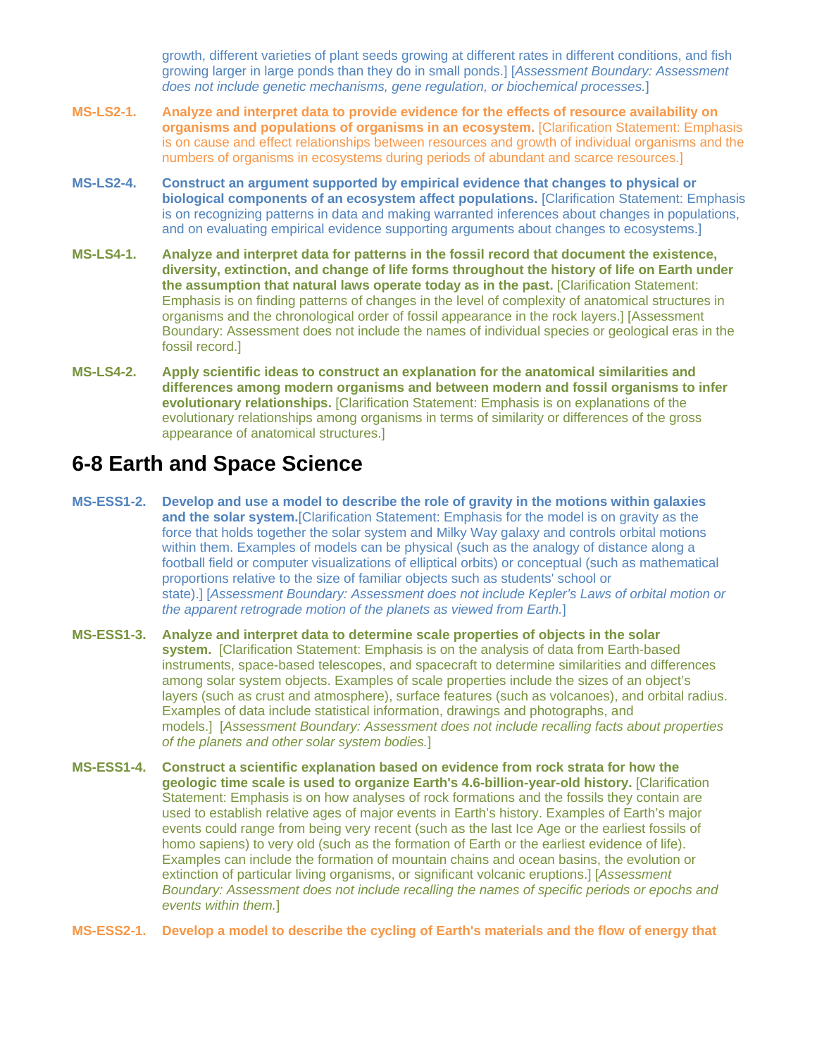growth, different varieties of plant seeds growing at different rates in different conditions, and fish growing larger in large ponds than they do in small ponds.] [*Assessment Boundary: Assessment does not include genetic mechanisms, gene regulation, or biochemical processes.*]

**MS-LS2-1.** **Analyze and interpret data to provide evidence for the effects of resource availability on organisms and populations of organisms in an ecosystem.** [Clarification Statement: Emphasis is on cause and effect relationships between resources and growth of individual organisms and the numbers of organisms in ecosystems during periods of abundant and scarce resources.]

**MS-LS2-4.** **Construct an argument supported by empirical evidence that changes to physical or biological components of an ecosystem affect populations.** [Clarification Statement: Emphasis is on recognizing patterns in data and making warranted inferences about changes in populations, and on evaluating empirical evidence supporting arguments about changes to ecosystems.]

**MS-LS4-1.** **Analyze and interpret data for patterns in the fossil record that document the existence, diversity, extinction, and change of life forms throughout the history of life on Earth under the assumption that natural laws operate today as in the past.** [Clarification Statement: Emphasis is on finding patterns of changes in the level of complexity of anatomical structures in organisms and the chronological order of fossil appearance in the rock layers.] [Assessment Boundary: Assessment does not include the names of individual species or geological eras in the fossil record.]

**MS-LS4-2.** **Apply scientific ideas to construct an explanation for the anatomical similarities and differences among modern organisms and between modern and fossil organisms to infer evolutionary relationships.** [Clarification Statement: Emphasis is on explanations of the evolutionary relationships among organisms in terms of similarity or differences of the gross appearance of anatomical structures.]

## 6-8 Earth and Space Science

**MS-ESS1-2.** **Develop and use a model to describe the role of gravity in the motions within galaxies and the solar system.**[Clarification Statement: Emphasis for the model is on gravity as the force that holds together the solar system and Milky Way galaxy and controls orbital motions within them. Examples of models can be physical (such as the analogy of distance along a football field or computer visualizations of elliptical orbits) or conceptual (such as mathematical proportions relative to the size of familiar objects such as students' school or state).] [*Assessment Boundary: Assessment does not include Kepler's Laws of orbital motion or the apparent retrograde motion of the planets as viewed from Earth.*]

**MS-ESS1-3.** **Analyze and interpret data to determine scale properties of objects in the solar system.** [Clarification Statement: Emphasis is on the analysis of data from Earth-based instruments, space-based telescopes, and spacecraft to determine similarities and differences among solar system objects. Examples of scale properties include the sizes of an object's layers (such as crust and atmosphere), surface features (such as volcanoes), and orbital radius. Examples of data include statistical information, drawings and photographs, and models.] [*Assessment Boundary: Assessment does not include recalling facts about properties of the planets and other solar system bodies.*]

**MS-ESS1-4.** **Construct a scientific explanation based on evidence from rock strata for how the geologic time scale is used to organize Earth's 4.6-billion-year-old history.** [Clarification Statement: Emphasis is on how analyses of rock formations and the fossils they contain are used to establish relative ages of major events in Earth's history. Examples of Earth's major events could range from being very recent (such as the last Ice Age or the earliest fossils of homo sapiens) to very old (such as the formation of Earth or the earliest evidence of life). Examples can include the formation of mountain chains and ocean basins, the evolution or extinction of particular living organisms, or significant volcanic eruptions.] [*Assessment Boundary: Assessment does not include recalling the names of specific periods or epochs and events within them.*]

**MS-ESS2-1.** **Develop a model to describe the cycling of Earth's materials and the flow of energy that**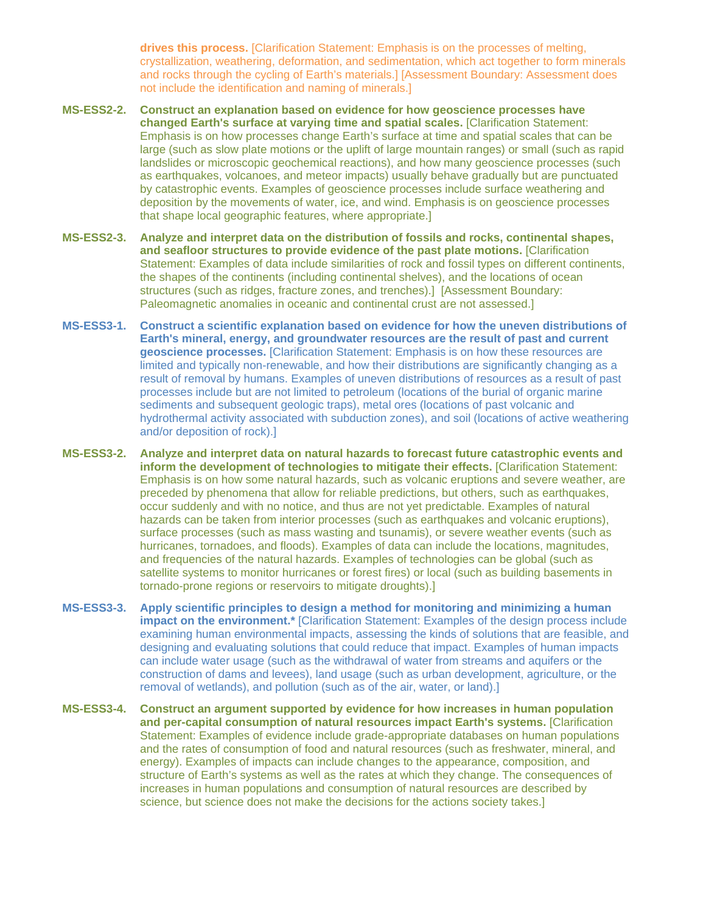**drives this process.** [Clarification Statement: Emphasis is on the processes of melting, crystallization, weathering, deformation, and sedimentation, which act together to form minerals and rocks through the cycling of Earth's materials.] [Assessment Boundary: Assessment does not include the identification and naming of minerals.]

**MS-ESS2-2.** **Construct an explanation based on evidence for how geoscience processes have changed Earth's surface at varying time and spatial scales.** [Clarification Statement: Emphasis is on how processes change Earth's surface at time and spatial scales that can be large (such as slow plate motions or the uplift of large mountain ranges) or small (such as rapid landslides or microscopic geochemical reactions), and how many geoscience processes (such as earthquakes, volcanoes, and meteor impacts) usually behave gradually but are punctuated by catastrophic events. Examples of geoscience processes include surface weathering and deposition by the movements of water, ice, and wind. Emphasis is on geoscience processes that shape local geographic features, where appropriate.]

**MS-ESS2-3.** **Analyze and interpret data on the distribution of fossils and rocks, continental shapes, and seafloor structures to provide evidence of the past plate motions.** [Clarification Statement: Examples of data include similarities of rock and fossil types on different continents, the shapes of the continents (including continental shelves), and the locations of ocean structures (such as ridges, fracture zones, and trenches).] [Assessment Boundary: Paleomagnetic anomalies in oceanic and continental crust are not assessed.]

**MS-ESS3-1.** **Construct a scientific explanation based on evidence for how the uneven distributions of Earth's mineral, energy, and groundwater resources are the result of past and current geoscience processes.** [Clarification Statement: Emphasis is on how these resources are limited and typically non-renewable, and how their distributions are significantly changing as a result of removal by humans. Examples of uneven distributions of resources as a result of past processes include but are not limited to petroleum (locations of the burial of organic marine sediments and subsequent geologic traps), metal ores (locations of past volcanic and hydrothermal activity associated with subduction zones), and soil (locations of active weathering and/or deposition of rock).]

**MS-ESS3-2.** **Analyze and interpret data on natural hazards to forecast future catastrophic events and inform the development of technologies to mitigate their effects.** [Clarification Statement: Emphasis is on how some natural hazards, such as volcanic eruptions and severe weather, are preceded by phenomena that allow for reliable predictions, but others, such as earthquakes, occur suddenly and with no notice, and thus are not yet predictable. Examples of natural hazards can be taken from interior processes (such as earthquakes and volcanic eruptions), surface processes (such as mass wasting and tsunamis), or severe weather events (such as hurricanes, tornadoes, and floods). Examples of data can include the locations, magnitudes, and frequencies of the natural hazards. Examples of technologies can be global (such as satellite systems to monitor hurricanes or forest fires) or local (such as building basements in tornado-prone regions or reservoirs to mitigate droughts).]

**MS-ESS3-3.** **Apply scientific principles to design a method for monitoring and minimizing a human impact on the environment.*** [Clarification Statement: Examples of the design process include examining human environmental impacts, assessing the kinds of solutions that are feasible, and designing and evaluating solutions that could reduce that impact. Examples of human impacts can include water usage (such as the withdrawal of water from streams and aquifers or the construction of dams and levees), land usage (such as urban development, agriculture, or the removal of wetlands), and pollution (such as of the air, water, or land).]

**MS-ESS3-4.** **Construct an argument supported by evidence for how increases in human population and per-capital consumption of natural resources impact Earth's systems.** [Clarification Statement: Examples of evidence include grade-appropriate databases on human populations and the rates of consumption of food and natural resources (such as freshwater, mineral, and energy). Examples of impacts can include changes to the appearance, composition, and structure of Earth's systems as well as the rates at which they change. The consequences of increases in human populations and consumption of natural resources are described by science, but science does not make the decisions for the actions society takes.]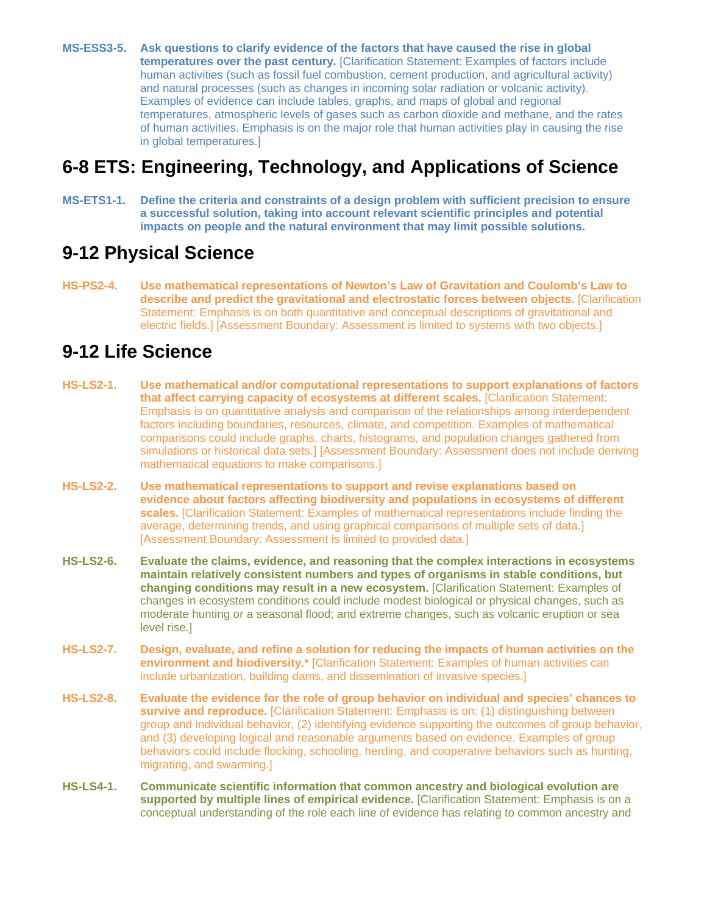**MS-ESS3-5.** **Ask questions to clarify evidence of the factors that have caused the rise in global temperatures over the past century.** [Clarification Statement: Examples of factors include human activities (such as fossil fuel combustion, cement production, and agricultural activity) and natural processes (such as changes in incoming solar radiation or volcanic activity). Examples of evidence can include tables, graphs, and maps of global and regional temperatures, atmospheric levels of gases such as carbon dioxide and methane, and the rates of human activities. Emphasis is on the major role that human activities play in causing the rise in global temperatures.]

## 6-8 ETS: Engineering, Technology, and Applications of Science

**MS-ETS1-1.** **Define the criteria and constraints of a design problem with sufficient precision to ensure a successful solution, taking into account relevant scientific principles and potential impacts on people and the natural environment that may limit possible solutions.**

## 9-12 Physical Science

**HS-PS2-4.** **Use mathematical representations of Newton's Law of Gravitation and Coulomb's Law to describe and predict the gravitational and electrostatic forces between objects.** [Clarification Statement: Emphasis is on both quantitative and conceptual descriptions of gravitational and electric fields.] [Assessment Boundary: Assessment is limited to systems with two objects.]

## 9-12 Life Science

**HS-LS2-1.** **Use mathematical and/or computational representations to support explanations of factors that affect carrying capacity of ecosystems at different scales.** [Clarification Statement: Emphasis is on quantitative analysis and comparison of the relationships among interdependent factors including boundaries, resources, climate, and competition. Examples of mathematical comparisons could include graphs, charts, histograms, and population changes gathered from simulations or historical data sets.] [Assessment Boundary: Assessment does not include deriving mathematical equations to make comparisons.]

**HS-LS2-2.** **Use mathematical representations to support and revise explanations based on evidence about factors affecting biodiversity and populations in ecosystems of different scales.** [Clarification Statement: Examples of mathematical representations include finding the average, determining trends, and using graphical comparisons of multiple sets of data.] [Assessment Boundary: Assessment is limited to provided data.]

**HS-LS2-6.** **Evaluate the claims, evidence, and reasoning that the complex interactions in ecosystems maintain relatively consistent numbers and types of organisms in stable conditions, but changing conditions may result in a new ecosystem.** [Clarification Statement: Examples of changes in ecosystem conditions could include modest biological or physical changes, such as moderate hunting or a seasonal flood; and extreme changes, such as volcanic eruption or sea level rise.]

**HS-LS2-7.** **Design, evaluate, and refine a solution for reducing the impacts of human activities on the environment and biodiversity.*** [Clarification Statement: Examples of human activities can include urbanization, building dams, and dissemination of invasive species.]

**HS-LS2-8.** **Evaluate the evidence for the role of group behavior on individual and species' chances to survive and reproduce.** [Clarification Statement: Emphasis is on: (1) distinguishing between group and individual behavior, (2) identifying evidence supporting the outcomes of group behavior, and (3) developing logical and reasonable arguments based on evidence. Examples of group behaviors could include flocking, schooling, herding, and cooperative behaviors such as hunting, migrating, and swarming.]

**HS-LS4-1.** **Communicate scientific information that common ancestry and biological evolution are supported by multiple lines of empirical evidence.** [Clarification Statement: Emphasis is on a conceptual understanding of the role each line of evidence has relating to common ancestry and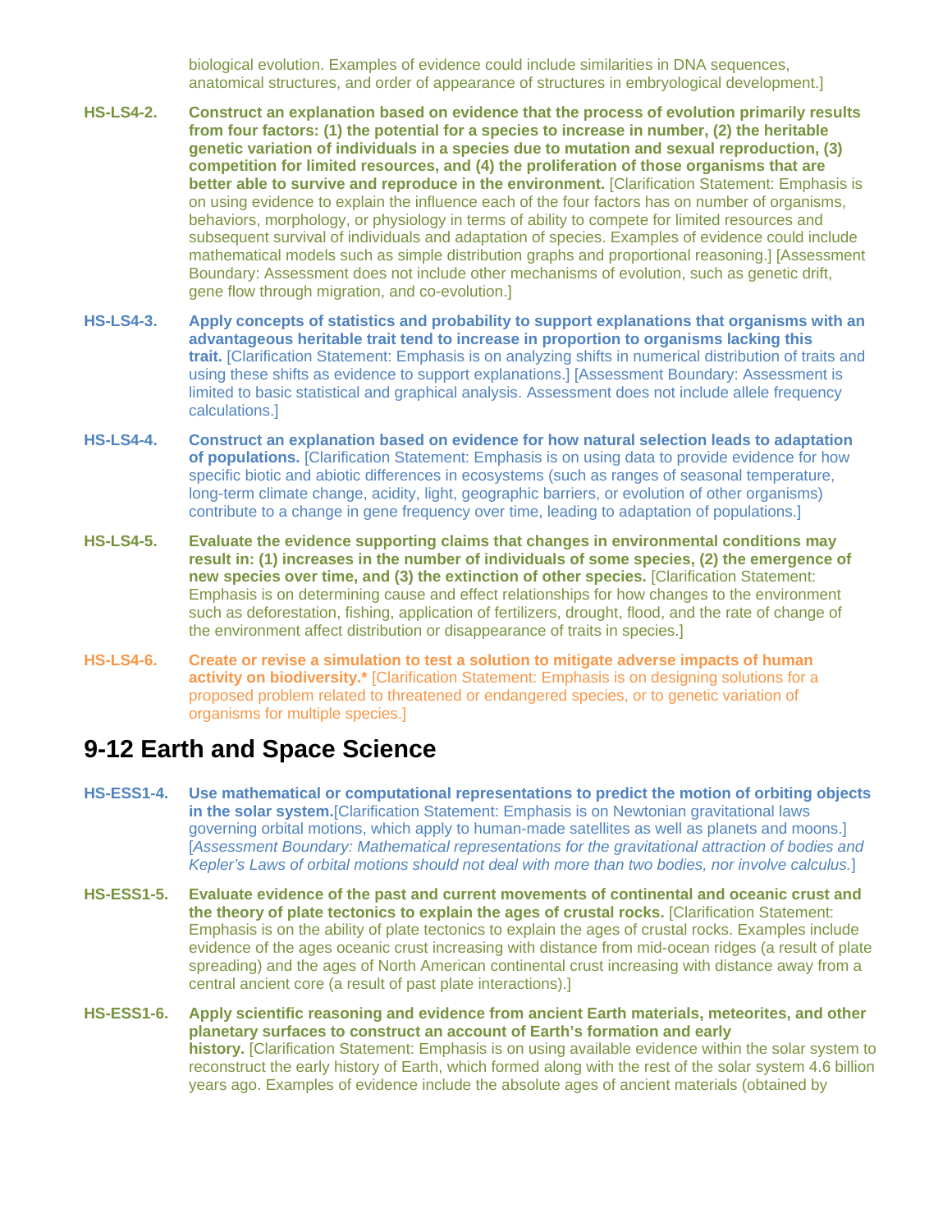biological evolution. Examples of evidence could include similarities in DNA sequences, anatomical structures, and order of appearance of structures in embryological development.]

**HS-LS4-2.** **Construct an explanation based on evidence that the process of evolution primarily results from four factors: (1) the potential for a species to increase in number, (2) the heritable genetic variation of individuals in a species due to mutation and sexual reproduction, (3) competition for limited resources, and (4) the proliferation of those organisms that are better able to survive and reproduce in the environment.** [Clarification Statement: Emphasis is on using evidence to explain the influence each of the four factors has on number of organisms, behaviors, morphology, or physiology in terms of ability to compete for limited resources and subsequent survival of individuals and adaptation of species. Examples of evidence could include mathematical models such as simple distribution graphs and proportional reasoning.] [Assessment Boundary: Assessment does not include other mechanisms of evolution, such as genetic drift, gene flow through migration, and co-evolution.]

**HS-LS4-3.** **Apply concepts of statistics and probability to support explanations that organisms with an advantageous heritable trait tend to increase in proportion to organisms lacking this trait.** [Clarification Statement: Emphasis is on analyzing shifts in numerical distribution of traits and using these shifts as evidence to support explanations.] [Assessment Boundary: Assessment is limited to basic statistical and graphical analysis. Assessment does not include allele frequency calculations.]

**HS-LS4-4.** **Construct an explanation based on evidence for how natural selection leads to adaptation of populations.** [Clarification Statement: Emphasis is on using data to provide evidence for how specific biotic and abiotic differences in ecosystems (such as ranges of seasonal temperature, long-term climate change, acidity, light, geographic barriers, or evolution of other organisms) contribute to a change in gene frequency over time, leading to adaptation of populations.]

**HS-LS4-5.** **Evaluate the evidence supporting claims that changes in environmental conditions may result in: (1) increases in the number of individuals of some species, (2) the emergence of new species over time, and (3) the extinction of other species.** [Clarification Statement: Emphasis is on determining cause and effect relationships for how changes to the environment such as deforestation, fishing, application of fertilizers, drought, flood, and the rate of change of the environment affect distribution or disappearance of traits in species.]

**HS-LS4-6.** **Create or revise a simulation to test a solution to mitigate adverse impacts of human activity on biodiversity.*** [Clarification Statement: Emphasis is on designing solutions for a proposed problem related to threatened or endangered species, or to genetic variation of organisms for multiple species.]

## 9-12 Earth and Space Science

**HS-ESS1-4.** **Use mathematical or computational representations to predict the motion of orbiting objects in the solar system.**[Clarification Statement: Emphasis is on Newtonian gravitational laws governing orbital motions, which apply to human-made satellites as well as planets and moons.] [*Assessment Boundary: Mathematical representations for the gravitational attraction of bodies and Kepler's Laws of orbital motions should not deal with more than two bodies, nor involve calculus.*]

**HS-ESS1-5.** **Evaluate evidence of the past and current movements of continental and oceanic crust and the theory of plate tectonics to explain the ages of crustal rocks.** [Clarification Statement: Emphasis is on the ability of plate tectonics to explain the ages of crustal rocks. Examples include evidence of the ages oceanic crust increasing with distance from mid-ocean ridges (a result of plate spreading) and the ages of North American continental crust increasing with distance away from a central ancient core (a result of past plate interactions).]

**HS-ESS1-6.** **Apply scientific reasoning and evidence from ancient Earth materials, meteorites, and other planetary surfaces to construct an account of Earth's formation and early history.** [Clarification Statement: Emphasis is on using available evidence within the solar system to reconstruct the early history of Earth, which formed along with the rest of the solar system 4.6 billion years ago. Examples of evidence include the absolute ages of ancient materials (obtained by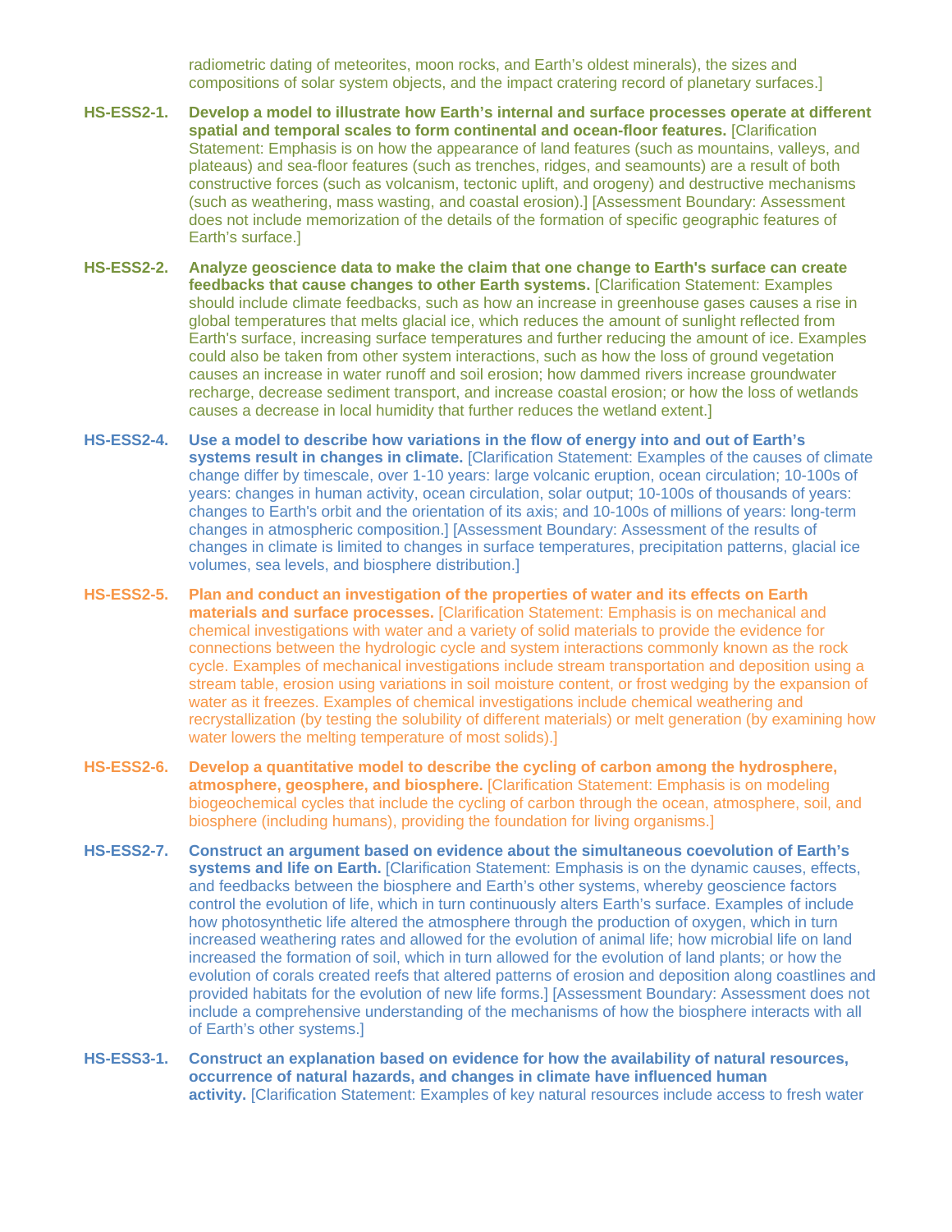radiometric dating of meteorites, moon rocks, and Earth's oldest minerals), the sizes and compositions of solar system objects, and the impact cratering record of planetary surfaces.]

**HS-ESS2-1.** **Develop a model to illustrate how Earth's internal and surface processes operate at different spatial and temporal scales to form continental and ocean-floor features.** [Clarification Statement: Emphasis is on how the appearance of land features (such as mountains, valleys, and plateaus) and sea-floor features (such as trenches, ridges, and seamounts) are a result of both constructive forces (such as volcanism, tectonic uplift, and orogeny) and destructive mechanisms (such as weathering, mass wasting, and coastal erosion).] [Assessment Boundary: Assessment does not include memorization of the details of the formation of specific geographic features of Earth's surface.]

**HS-ESS2-2.** **Analyze geoscience data to make the claim that one change to Earth's surface can create feedbacks that cause changes to other Earth systems.** [Clarification Statement: Examples should include climate feedbacks, such as how an increase in greenhouse gases causes a rise in global temperatures that melts glacial ice, which reduces the amount of sunlight reflected from Earth's surface, increasing surface temperatures and further reducing the amount of ice. Examples could also be taken from other system interactions, such as how the loss of ground vegetation causes an increase in water runoff and soil erosion; how dammed rivers increase groundwater recharge, decrease sediment transport, and increase coastal erosion; or how the loss of wetlands causes a decrease in local humidity that further reduces the wetland extent.]

**HS-ESS2-4.** **Use a model to describe how variations in the flow of energy into and out of Earth's systems result in changes in climate.** [Clarification Statement: Examples of the causes of climate change differ by timescale, over 1-10 years: large volcanic eruption, ocean circulation; 10-100s of years: changes in human activity, ocean circulation, solar output; 10-100s of thousands of years: changes to Earth's orbit and the orientation of its axis; and 10-100s of millions of years: long-term changes in atmospheric composition.] [Assessment Boundary: Assessment of the results of changes in climate is limited to changes in surface temperatures, precipitation patterns, glacial ice volumes, sea levels, and biosphere distribution.]

**HS-ESS2-5.** **Plan and conduct an investigation of the properties of water and its effects on Earth materials and surface processes.** [Clarification Statement: Emphasis is on mechanical and chemical investigations with water and a variety of solid materials to provide the evidence for connections between the hydrologic cycle and system interactions commonly known as the rock cycle. Examples of mechanical investigations include stream transportation and deposition using a stream table, erosion using variations in soil moisture content, or frost wedging by the expansion of water as it freezes. Examples of chemical investigations include chemical weathering and recrystallization (by testing the solubility of different materials) or melt generation (by examining how water lowers the melting temperature of most solids).]

**HS-ESS2-6.** **Develop a quantitative model to describe the cycling of carbon among the hydrosphere, atmosphere, geosphere, and biosphere.** [Clarification Statement: Emphasis is on modeling biogeochemical cycles that include the cycling of carbon through the ocean, atmosphere, soil, and biosphere (including humans), providing the foundation for living organisms.]

**HS-ESS2-7.** **Construct an argument based on evidence about the simultaneous coevolution of Earth's systems and life on Earth.** [Clarification Statement: Emphasis is on the dynamic causes, effects, and feedbacks between the biosphere and Earth's other systems, whereby geoscience factors control the evolution of life, which in turn continuously alters Earth's surface. Examples of include how photosynthetic life altered the atmosphere through the production of oxygen, which in turn increased weathering rates and allowed for the evolution of animal life; how microbial life on land increased the formation of soil, which in turn allowed for the evolution of land plants; or how the evolution of corals created reefs that altered patterns of erosion and deposition along coastlines and provided habitats for the evolution of new life forms.] [Assessment Boundary: Assessment does not include a comprehensive understanding of the mechanisms of how the biosphere interacts with all of Earth's other systems.]

**HS-ESS3-1.** **Construct an explanation based on evidence for how the availability of natural resources, occurrence of natural hazards, and changes in climate have influenced human activity.** [Clarification Statement: Examples of key natural resources include access to fresh water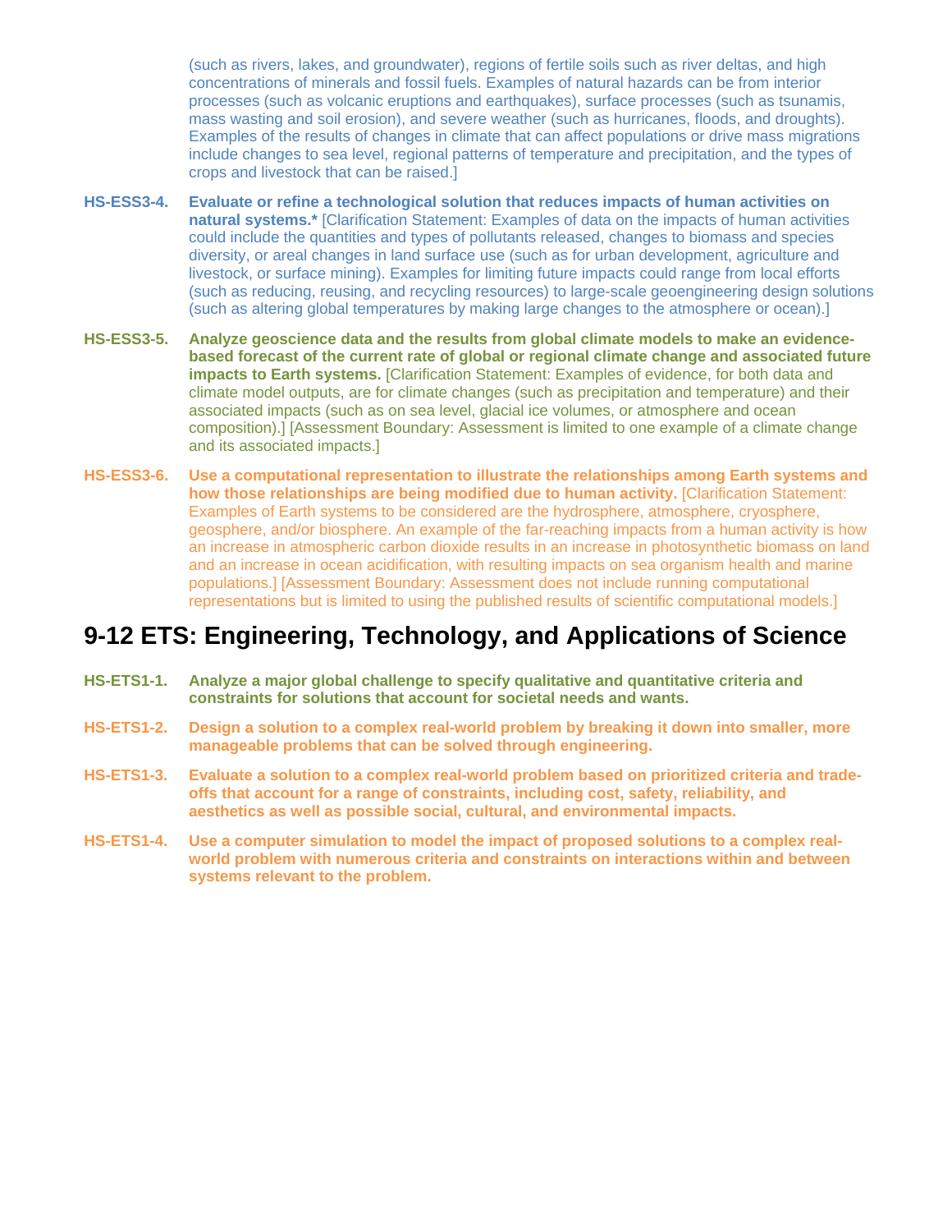(such as rivers, lakes, and groundwater), regions of fertile soils such as river deltas, and high concentrations of minerals and fossil fuels. Examples of natural hazards can be from interior processes (such as volcanic eruptions and earthquakes), surface processes (such as tsunamis, mass wasting and soil erosion), and severe weather (such as hurricanes, floods, and droughts). Examples of the results of changes in climate that can affect populations or drive mass migrations include changes to sea level, regional patterns of temperature and precipitation, and the types of crops and livestock that can be raised.]

**HS-ESS3-4.** **Evaluate or refine a technological solution that reduces impacts of human activities on natural systems.*** [Clarification Statement: Examples of data on the impacts of human activities could include the quantities and types of pollutants released, changes to biomass and species diversity, or areal changes in land surface use (such as for urban development, agriculture and livestock, or surface mining). Examples for limiting future impacts could range from local efforts (such as reducing, reusing, and recycling resources) to large-scale geoengineering design solutions (such as altering global temperatures by making large changes to the atmosphere or ocean).]

**HS-ESS3-5.** **Analyze geoscience data and the results from global climate models to make an evidence-based forecast of the current rate of global or regional climate change and associated future impacts to Earth systems.** [Clarification Statement: Examples of evidence, for both data and climate model outputs, are for climate changes (such as precipitation and temperature) and their associated impacts (such as on sea level, glacial ice volumes, or atmosphere and ocean composition).] [Assessment Boundary: Assessment is limited to one example of a climate change and its associated impacts.]

**HS-ESS3-6.** **Use a computational representation to illustrate the relationships among Earth systems and how those relationships are being modified due to human activity.** [Clarification Statement: Examples of Earth systems to be considered are the hydrosphere, atmosphere, cryosphere, geosphere, and/or biosphere. An example of the far-reaching impacts from a human activity is how an increase in atmospheric carbon dioxide results in an increase in photosynthetic biomass on land and an increase in ocean acidification, with resulting impacts on sea organism health and marine populations.] [Assessment Boundary: Assessment does not include running computational representations but is limited to using the published results of scientific computational models.]

## 9-12 ETS: Engineering, Technology, and Applications of Science

**HS-ETS1-1.** **Analyze a major global challenge to specify qualitative and quantitative criteria and constraints for solutions that account for societal needs and wants.**

**HS-ETS1-2.** **Design a solution to a complex real-world problem by breaking it down into smaller, more manageable problems that can be solved through engineering.**

**HS-ETS1-3.** **Evaluate a solution to a complex real-world problem based on prioritized criteria and trade-offs that account for a range of constraints, including cost, safety, reliability, and aesthetics as well as possible social, cultural, and environmental impacts.**

**HS-ETS1-4.** **Use a computer simulation to model the impact of proposed solutions to a complex real-world problem with numerous criteria and constraints on interactions within and between systems relevant to the problem.**